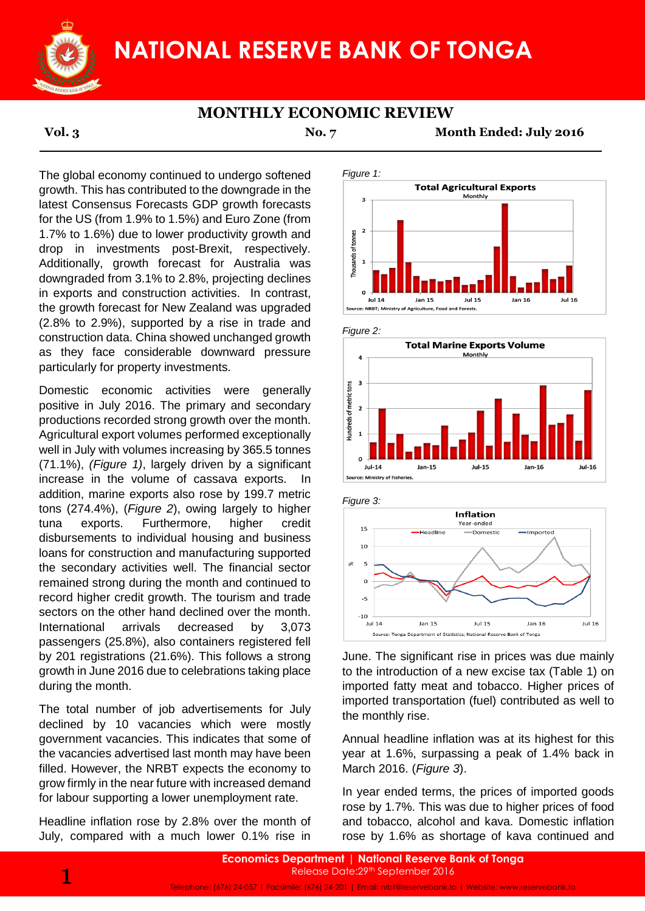# NATIONAL RESERVE BANK OF TONGA

## MONTHLY ECONOMIC REVIEW

**Vol. 3** **No. 7** **Month Ended: July 2016**

The global economy continued to undergo softened growth. This has contributed to the downgrade in the latest Consensus Forecasts GDP growth forecasts for the US (from 1.9% to 1.5%) and Euro Zone (from 1.7% to 1.6%) due to lower productivity growth and drop in investments post-Brexit, respectively. Additionally, growth forecast for Australia was downgraded from 3.1% to 2.8%, projecting declines in exports and construction activities. In contrast, the growth forecast for New Zealand was upgraded (2.8% to 2.9%), supported by a rise in trade and construction data. China showed unchanged growth as they face considerable downward pressure particularly for property investments.

Domestic economic activities were generally positive in July 2016. The primary and secondary productions recorded strong growth over the month. Agricultural export volumes performed exceptionally well in July with volumes increasing by 365.5 tonnes (71.1%), *(Figure 1)*, largely driven by a significant increase in the volume of cassava exports. In addition, marine exports also rose by 199.7 metric tons (274.4%), (*Figure 2*), owing largely to higher tuna exports. Furthermore, higher credit disbursements to individual housing and business loans for construction and manufacturing supported the secondary activities well. The financial sector remained strong during the month and continued to record higher credit growth. The tourism and trade sectors on the other hand declined over the month. International arrivals decreased by 3,073 passengers (25.8%), also containers registered fell by 201 registrations (21.6%). This follows a strong growth in June 2016 due to celebrations taking place during the month.

The total number of job advertisements for July declined by 10 vacancies which were mostly government vacancies. This indicates that some of the vacancies advertised last month may have been filled. However, the NRBT expects the economy to grow firmly in the near future with increased demand for labour supporting a lower unemployment rate.

Headline inflation rose by 2.8% over the month of July, compared with a much lower 0.1% rise in June. The significant rise in prices was due mainly to the introduction of a new excise tax (Table 1) on imported fatty meat and tobacco. Higher prices of imported transportation (fuel) contributed as well to the monthly rise.

Annual headline inflation was at its highest for this year at 1.6%, surpassing a peak of 1.4% back in March 2016. (*Figure 3*).

In year ended terms, the prices of imported goods rose by 1.7%. This was due to higher prices of food and tobacco, alcohol and kava. Domestic inflation rose by 1.6% as shortage of kava continued and

*Figure 1:*

**Total Agricultural Exports**
Monthly

Source: NRBT; Ministry of Agriculture, Food and Forests.

*Figure 2:*

**Total Marine Exports Volume**
Monthly

Source: Ministry of Fisheries.

*Figure 3:*

**Inflation**
Year-ended

Source: Tonga Department of Statistics; National Reserve Bank of Tonga

**Economics Department | National Reserve Bank of Tonga**
Release Date: 29th September 2016
Telephone: (676) 24-057 | Facsimile: (676) 24-201 | Email: nrbt@reservebank.to | Website: www.reservebank.to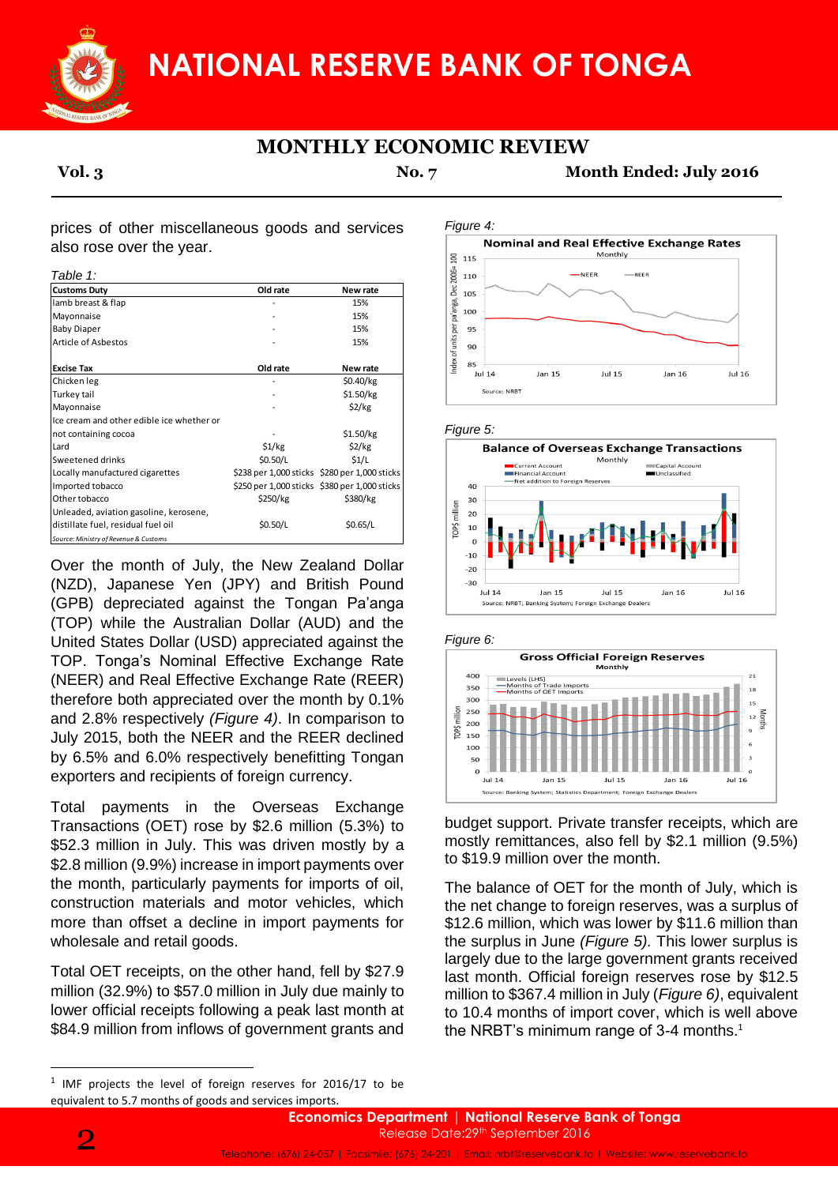prices of other miscellaneous goods and services also rose over the year.

*Table 1:*

| Customs Duty | Old rate | New rate |
|---|---|---|
| lamb breast & flap | - | 15% |
| Mayonnaise | - | 15% |
| Baby Diaper | - | 15% |
| Article of Asbestos | - | 15% |
| | | |
| **Excise Tax** | **Old rate** | **New rate** |
| Chicken leg | - | $0.40/kg |
| Turkey tail | - | $1.50/kg |
| Mayonnaise | - | $2/kg |
| Ice cream and other edible ice whether or not containing cocoa | - | $1.50/kg |
| Lard | $1/kg | $2/kg |
| Sweetened drinks | $0.50/L | $1/L |
| Locally manufactured cigarettes | $238 per 1,000 sticks | $280 per 1,000 sticks |
| Imported tobacco | $250 per 1,000 sticks | $380 per 1,000 sticks |
| Other tobacco | $250/kg | $380/kg |
| Unleaded, aviation gasoline, kerosene, distillate fuel, residual fuel oil | $0.50/L | $0.65/L |

*Source: Ministry of Revenue & Customs*

Over the month of July, the New Zealand Dollar (NZD), Japanese Yen (JPY) and British Pound (GPB) depreciated against the Tongan Pa'anga (TOP) while the Australian Dollar (AUD) and the United States Dollar (USD) appreciated against the TOP. Tonga's Nominal Effective Exchange Rate (NEER) and Real Effective Exchange Rate (REER) therefore both appreciated over the month by 0.1% and 2.8% respectively *(Figure 4)*. In comparison to July 2015, both the NEER and the REER declined by 6.5% and 6.0% respectively benefitting Tongan exporters and recipients of foreign currency.

Total payments in the Overseas Exchange Transactions (OET) rose by $2.6 million (5.3%) to $52.3 million in July. This was driven mostly by a $2.8 million (9.9%) increase in import payments over the month, particularly payments for imports of oil, construction materials and motor vehicles, which more than offset a decline in import payments for wholesale and retail goods.

Total OET receipts, on the other hand, fell by $27.9 million (32.9%) to $57.0 million in July due mainly to lower official receipts following a peak last month at $84.9 million from inflows of government grants and budget support. Private transfer receipts, which are mostly remittances, also fell by $2.1 million (9.5%) to $19.9 million over the month.

*Figure 4:*

*Figure 5:*

*Figure 6:*

The balance of OET for the month of July, which is the net change to foreign reserves, was a surplus of $12.6 million, which was lower by $11.6 million than the surplus in June *(Figure 5)*. This lower surplus is largely due to the large government grants received last month. Official foreign reserves rose by $12.5 million to $367.4 million in July (*Figure 6*), equivalent to 10.4 months of import cover, which is well above the NRBT's minimum range of 3-4 months.[1]

[1] IMF projects the level of foreign reserves for 2016/17 to be equivalent to 5.7 months of goods and services imports.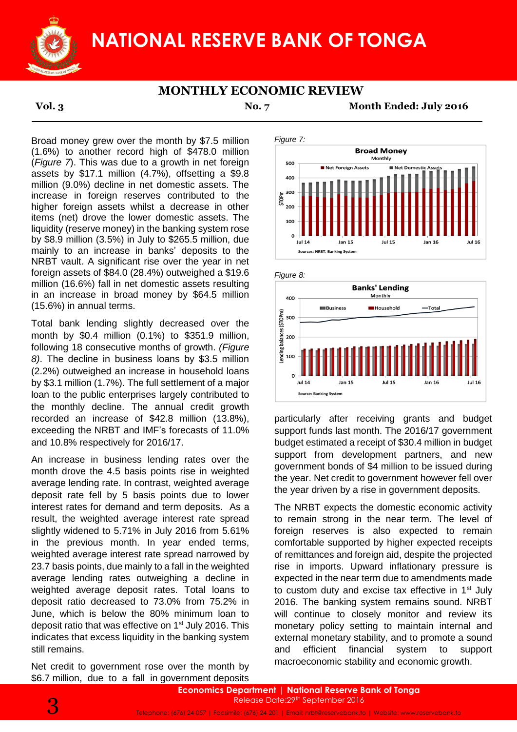# NATIONAL RESERVE BANK OF TONGA

## MONTHLY ECONOMIC REVIEW

**Vol. 3** **No. 7** **Month Ended: July 2016**

Broad money grew over the month by $7.5 million (1.6%) to another record high of $478.0 million (*Figure 7*). This was due to a growth in net foreign assets by $17.1 million (4.7%), offsetting a $9.8 million (9.0%) decline in net domestic assets. The increase in foreign reserves contributed to the higher foreign assets whilst a decrease in other items (net) drove the lower domestic assets. The liquidity (reserve money) in the banking system rose by $8.9 million (3.5%) in July to $265.5 million, due mainly to an increase in banks' deposits to the NRBT vault. A significant rise over the year in net foreign assets of $84.0 (28.4%) outweighed a $19.6 million (16.6%) fall in net domestic assets resulting in an increase in broad money by $64.5 million (15.6%) in annual terms.

Total bank lending slightly decreased over the month by $0.4 million (0.1%) to $351.9 million, following 18 consecutive months of growth. *(Figure 8)*. The decline in business loans by $3.5 million (2.2%) outweighed an increase in household loans by $3.1 million (1.7%). The full settlement of a major loan to the public enterprises largely contributed to the monthly decline. The annual credit growth recorded an increase of $42.8 million (13.8%), exceeding the NRBT and IMF's forecasts of 11.0% and 10.8% respectively for 2016/17.

An increase in business lending rates over the month drove the 4.5 basis points rise in weighted average lending rate. In contrast, weighted average deposit rate fell by 5 basis points due to lower interest rates for demand and term deposits. As a result, the weighted average interest rate spread slightly widened to 5.71% in July 2016 from 5.61% in the previous month. In year ended terms, weighted average interest rate spread narrowed by 23.7 basis points, due mainly to a fall in the weighted average lending rates outweighing a decline in weighted average deposit rates. Total loans to deposit ratio decreased to 73.0% from 75.2% in June, which is below the 80% minimum loan to deposit ratio that was effective on 1st July 2016. This indicates that excess liquidity in the banking system still remains.

Net credit to government rose over the month by $6.7 million, due to a fall in government deposits particularly after receiving grants and budget support funds last month. The 2016/17 government budget estimated a receipt of $30.4 million in budget support from development partners, and new government bonds of $4 million to be issued during the year. Net credit to government however fell over the year driven by a rise in government deposits.

The NRBT expects the domestic economic activity to remain strong in the near term. The level of foreign reserves is also expected to remain comfortable supported by higher expected receipts of remittances and foreign aid, despite the projected rise in imports. Upward inflationary pressure is expected in the near term due to amendments made to custom duty and excise tax effective in 1st July 2016. The banking system remains sound. NRBT will continue to closely monitor and review its monetary policy setting to maintain internal and external monetary stability, and to promote a sound and efficient financial system to support macroeconomic stability and economic growth.

*Figure 7:*

Broad Money
Monthly
Net Foreign Assets
Net Domestic Assets
$TOPm
500
400
300
200
100
0
Jul 14
Jan 15
Jul 15
Jan 16
Jul 16
Sources: NRBT, Banking System

*Figure 8:*

Banks' Lending
Monthly
Business
Household
Total
Lending balances ($TOPm)
400
300
200
100
0
Jul 14
Jan 15
Jul 15
Jan 16
Jul 16
Source: Banking System

**Economics Department | National Reserve Bank of Tonga**
Release Date: 29th September 2016
Telephone: (676) 24-057 | Facsimile: (676) 24-201 | Email: nrbt@reservebank.to | Website: www.reservebank.to